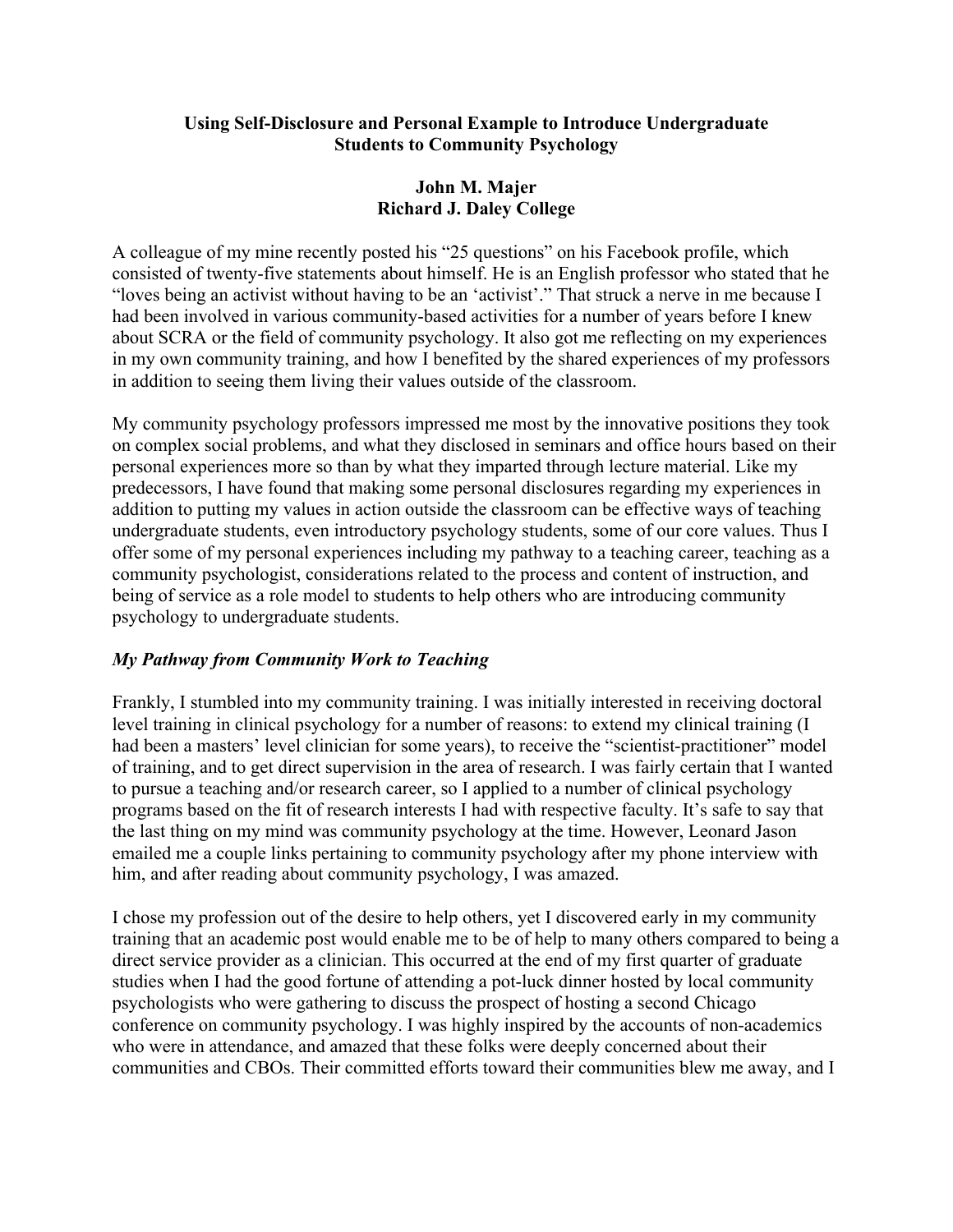# Using Self-Disclosure and Personal Example to Introduce Undergraduate Students to Community Psychology

**John M. Majer**
**Richard J. Daley College**

A colleague of my mine recently posted his "25 questions" on his Facebook profile, which consisted of twenty-five statements about himself. He is an English professor who stated that he "loves being an activist without having to be an 'activist'." That struck a nerve in me because I had been involved in various community-based activities for a number of years before I knew about SCRA or the field of community psychology. It also got me reflecting on my experiences in my own community training, and how I benefited by the shared experiences of my professors in addition to seeing them living their values outside of the classroom.

My community psychology professors impressed me most by the innovative positions they took on complex social problems, and what they disclosed in seminars and office hours based on their personal experiences more so than by what they imparted through lecture material. Like my predecessors, I have found that making some personal disclosures regarding my experiences in addition to putting my values in action outside the classroom can be effective ways of teaching undergraduate students, even introductory psychology students, some of our core values. Thus I offer some of my personal experiences including my pathway to a teaching career, teaching as a community psychologist, considerations related to the process and content of instruction, and being of service as a role model to students to help others who are introducing community psychology to undergraduate students.

## *My Pathway from Community Work to Teaching*

Frankly, I stumbled into my community training. I was initially interested in receiving doctoral level training in clinical psychology for a number of reasons: to extend my clinical training (I had been a masters' level clinician for some years), to receive the "scientist-practitioner" model of training, and to get direct supervision in the area of research. I was fairly certain that I wanted to pursue a teaching and/or research career, so I applied to a number of clinical psychology programs based on the fit of research interests I had with respective faculty. It's safe to say that the last thing on my mind was community psychology at the time. However, Leonard Jason emailed me a couple links pertaining to community psychology after my phone interview with him, and after reading about community psychology, I was amazed.

I chose my profession out of the desire to help others, yet I discovered early in my community training that an academic post would enable me to be of help to many others compared to being a direct service provider as a clinician. This occurred at the end of my first quarter of graduate studies when I had the good fortune of attending a pot-luck dinner hosted by local community psychologists who were gathering to discuss the prospect of hosting a second Chicago conference on community psychology. I was highly inspired by the accounts of non-academics who were in attendance, and amazed that these folks were deeply concerned about their communities and CBOs. Their committed efforts toward their communities blew me away, and I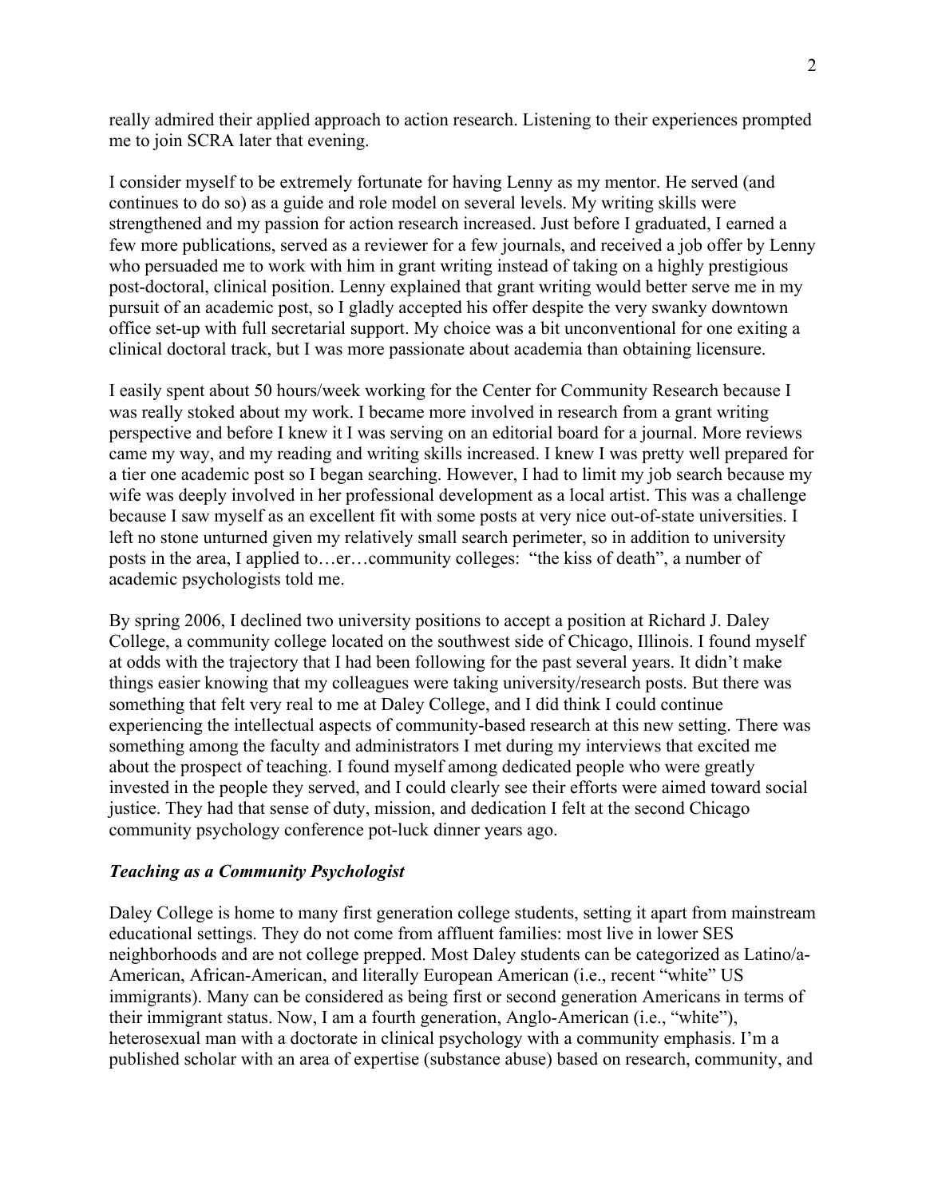really admired their applied approach to action research. Listening to their experiences prompted me to join SCRA later that evening.

I consider myself to be extremely fortunate for having Lenny as my mentor. He served (and continues to do so) as a guide and role model on several levels. My writing skills were strengthened and my passion for action research increased. Just before I graduated, I earned a few more publications, served as a reviewer for a few journals, and received a job offer by Lenny who persuaded me to work with him in grant writing instead of taking on a highly prestigious post-doctoral, clinical position. Lenny explained that grant writing would better serve me in my pursuit of an academic post, so I gladly accepted his offer despite the very swanky downtown office set-up with full secretarial support. My choice was a bit unconventional for one exiting a clinical doctoral track, but I was more passionate about academia than obtaining licensure.

I easily spent about 50 hours/week working for the Center for Community Research because I was really stoked about my work. I became more involved in research from a grant writing perspective and before I knew it I was serving on an editorial board for a journal. More reviews came my way, and my reading and writing skills increased. I knew I was pretty well prepared for a tier one academic post so I began searching. However, I had to limit my job search because my wife was deeply involved in her professional development as a local artist. This was a challenge because I saw myself as an excellent fit with some posts at very nice out-of-state universities. I left no stone unturned given my relatively small search perimeter, so in addition to university posts in the area, I applied to…er…community colleges: "the kiss of death", a number of academic psychologists told me.

By spring 2006, I declined two university positions to accept a position at Richard J. Daley College, a community college located on the southwest side of Chicago, Illinois. I found myself at odds with the trajectory that I had been following for the past several years. It didn't make things easier knowing that my colleagues were taking university/research posts. But there was something that felt very real to me at Daley College, and I did think I could continue experiencing the intellectual aspects of community-based research at this new setting. There was something among the faculty and administrators I met during my interviews that excited me about the prospect of teaching. I found myself among dedicated people who were greatly invested in the people they served, and I could clearly see their efforts were aimed toward social justice. They had that sense of duty, mission, and dedication I felt at the second Chicago community psychology conference pot-luck dinner years ago.

### *Teaching as a Community Psychologist*

Daley College is home to many first generation college students, setting it apart from mainstream educational settings. They do not come from affluent families: most live in lower SES neighborhoods and are not college prepped. Most Daley students can be categorized as Latino/a-American, African-American, and literally European American (i.e., recent "white" US immigrants). Many can be considered as being first or second generation Americans in terms of their immigrant status. Now, I am a fourth generation, Anglo-American (i.e., "white"), heterosexual man with a doctorate in clinical psychology with a community emphasis. I'm a published scholar with an area of expertise (substance abuse) based on research, community, and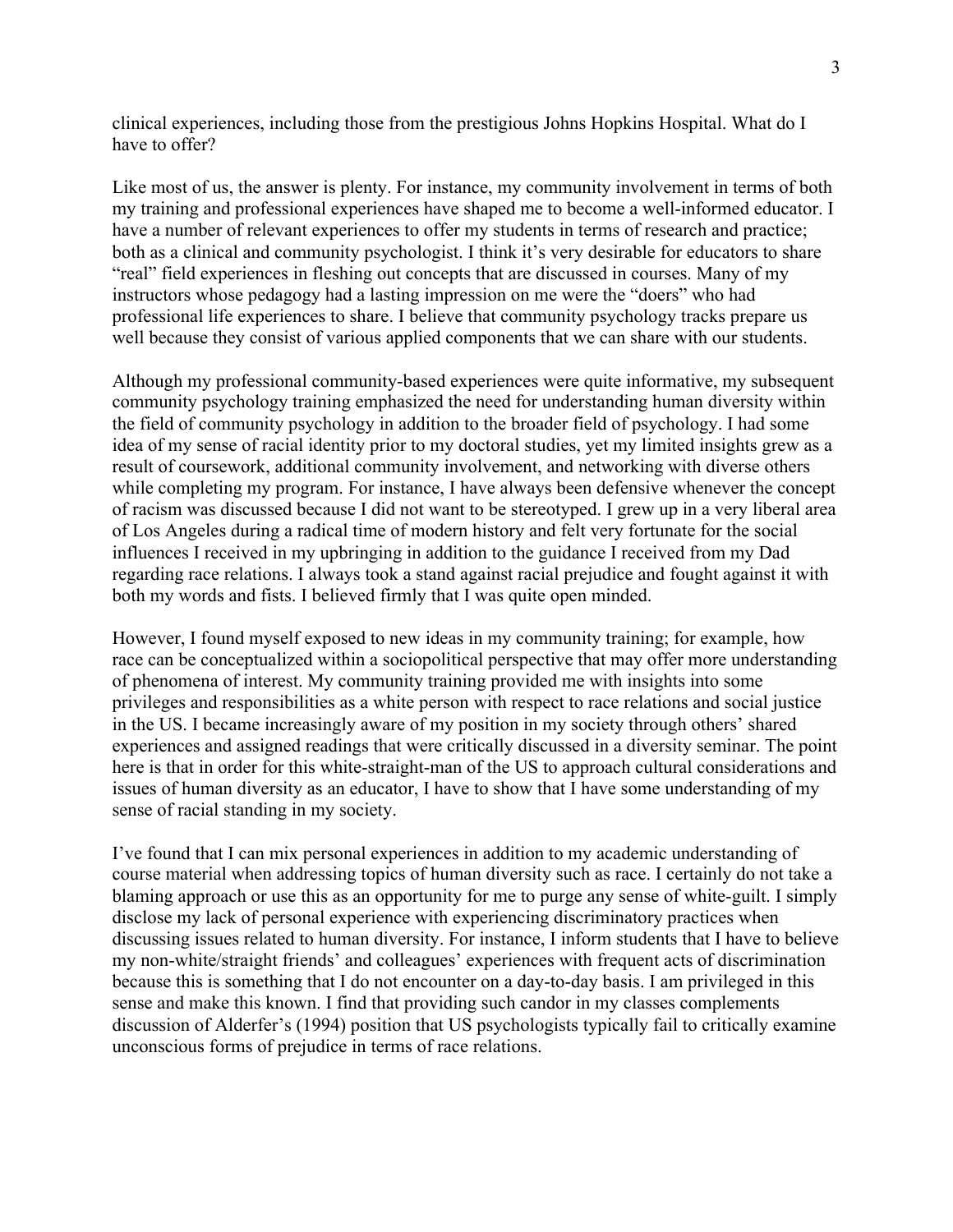clinical experiences, including those from the prestigious Johns Hopkins Hospital. What do I have to offer?

Like most of us, the answer is plenty. For instance, my community involvement in terms of both my training and professional experiences have shaped me to become a well-informed educator. I have a number of relevant experiences to offer my students in terms of research and practice; both as a clinical and community psychologist. I think it's very desirable for educators to share "real" field experiences in fleshing out concepts that are discussed in courses. Many of my instructors whose pedagogy had a lasting impression on me were the "doers" who had professional life experiences to share. I believe that community psychology tracks prepare us well because they consist of various applied components that we can share with our students.

Although my professional community-based experiences were quite informative, my subsequent community psychology training emphasized the need for understanding human diversity within the field of community psychology in addition to the broader field of psychology. I had some idea of my sense of racial identity prior to my doctoral studies, yet my limited insights grew as a result of coursework, additional community involvement, and networking with diverse others while completing my program. For instance, I have always been defensive whenever the concept of racism was discussed because I did not want to be stereotyped. I grew up in a very liberal area of Los Angeles during a radical time of modern history and felt very fortunate for the social influences I received in my upbringing in addition to the guidance I received from my Dad regarding race relations. I always took a stand against racial prejudice and fought against it with both my words and fists. I believed firmly that I was quite open minded.

However, I found myself exposed to new ideas in my community training; for example, how race can be conceptualized within a sociopolitical perspective that may offer more understanding of phenomena of interest. My community training provided me with insights into some privileges and responsibilities as a white person with respect to race relations and social justice in the US. I became increasingly aware of my position in my society through others' shared experiences and assigned readings that were critically discussed in a diversity seminar. The point here is that in order for this white-straight-man of the US to approach cultural considerations and issues of human diversity as an educator, I have to show that I have some understanding of my sense of racial standing in my society.

I've found that I can mix personal experiences in addition to my academic understanding of course material when addressing topics of human diversity such as race. I certainly do not take a blaming approach or use this as an opportunity for me to purge any sense of white-guilt. I simply disclose my lack of personal experience with experiencing discriminatory practices when discussing issues related to human diversity. For instance, I inform students that I have to believe my non-white/straight friends' and colleagues' experiences with frequent acts of discrimination because this is something that I do not encounter on a day-to-day basis. I am privileged in this sense and make this known. I find that providing such candor in my classes complements discussion of Alderfer's (1994) position that US psychologists typically fail to critically examine unconscious forms of prejudice in terms of race relations.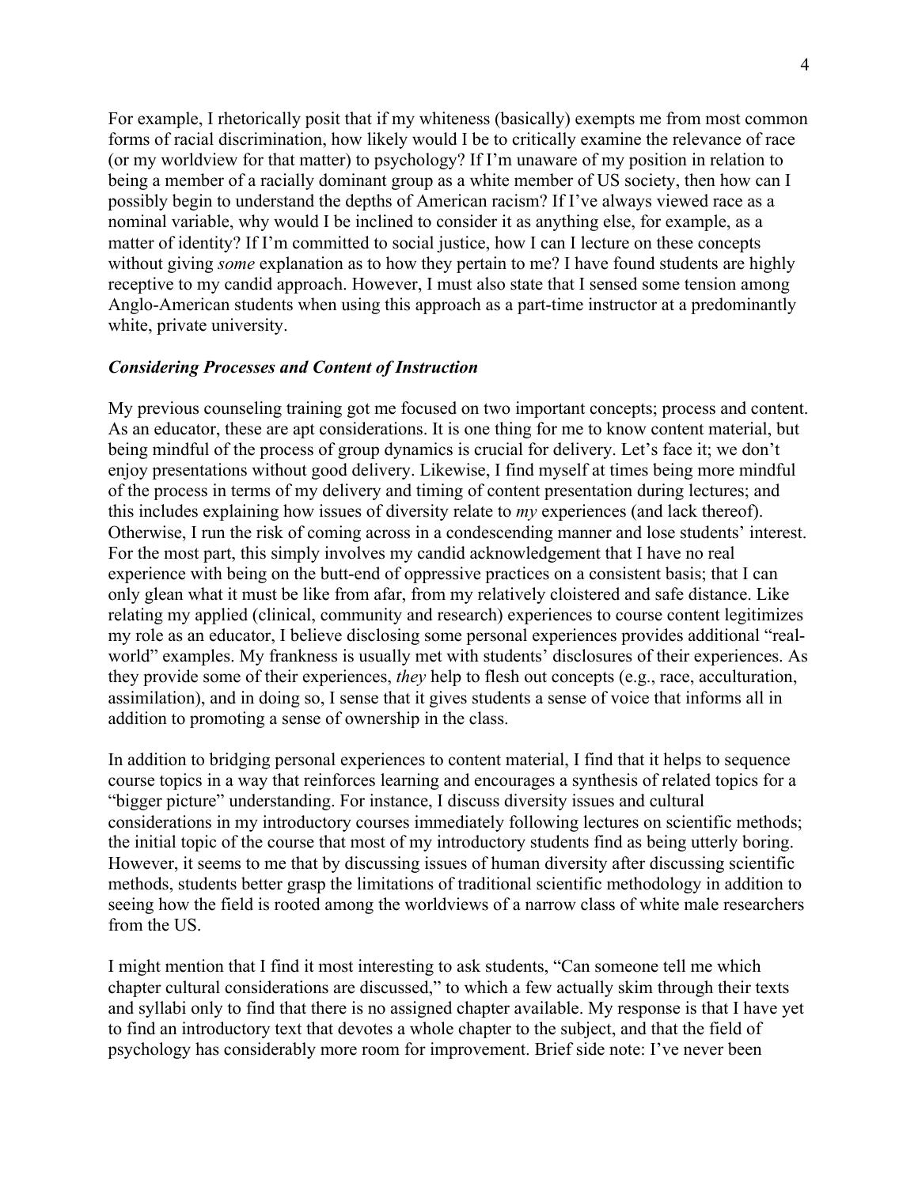For example, I rhetorically posit that if my whiteness (basically) exempts me from most common forms of racial discrimination, how likely would I be to critically examine the relevance of race (or my worldview for that matter) to psychology? If I'm unaware of my position in relation to being a member of a racially dominant group as a white member of US society, then how can I possibly begin to understand the depths of American racism? If I've always viewed race as a nominal variable, why would I be inclined to consider it as anything else, for example, as a matter of identity? If I'm committed to social justice, how I can I lecture on these concepts without giving *some* explanation as to how they pertain to me? I have found students are highly receptive to my candid approach. However, I must also state that I sensed some tension among Anglo-American students when using this approach as a part-time instructor at a predominantly white, private university.

### *Considering Processes and Content of Instruction*

My previous counseling training got me focused on two important concepts; process and content. As an educator, these are apt considerations. It is one thing for me to know content material, but being mindful of the process of group dynamics is crucial for delivery. Let's face it; we don't enjoy presentations without good delivery. Likewise, I find myself at times being more mindful of the process in terms of my delivery and timing of content presentation during lectures; and this includes explaining how issues of diversity relate to *my* experiences (and lack thereof). Otherwise, I run the risk of coming across in a condescending manner and lose students' interest. For the most part, this simply involves my candid acknowledgement that I have no real experience with being on the butt-end of oppressive practices on a consistent basis; that I can only glean what it must be like from afar, from my relatively cloistered and safe distance. Like relating my applied (clinical, community and research) experiences to course content legitimizes my role as an educator, I believe disclosing some personal experiences provides additional "real-world" examples. My frankness is usually met with students' disclosures of their experiences. As they provide some of their experiences, *they* help to flesh out concepts (e.g., race, acculturation, assimilation), and in doing so, I sense that it gives students a sense of voice that informs all in addition to promoting a sense of ownership in the class.

In addition to bridging personal experiences to content material, I find that it helps to sequence course topics in a way that reinforces learning and encourages a synthesis of related topics for a "bigger picture" understanding. For instance, I discuss diversity issues and cultural considerations in my introductory courses immediately following lectures on scientific methods; the initial topic of the course that most of my introductory students find as being utterly boring. However, it seems to me that by discussing issues of human diversity after discussing scientific methods, students better grasp the limitations of traditional scientific methodology in addition to seeing how the field is rooted among the worldviews of a narrow class of white male researchers from the US.

I might mention that I find it most interesting to ask students, "Can someone tell me which chapter cultural considerations are discussed," to which a few actually skim through their texts and syllabi only to find that there is no assigned chapter available. My response is that I have yet to find an introductory text that devotes a whole chapter to the subject, and that the field of psychology has considerably more room for improvement. Brief side note: I've never been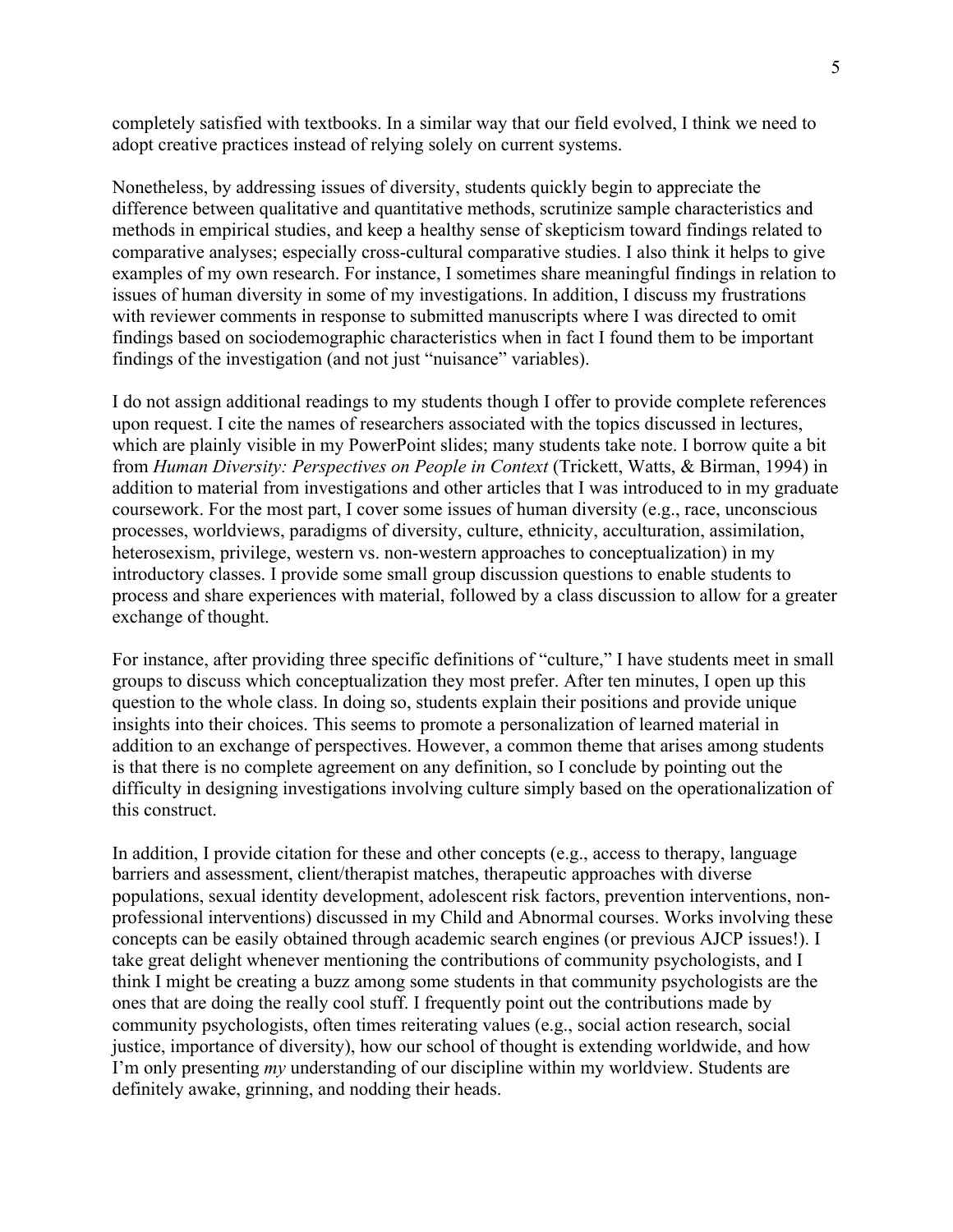completely satisfied with textbooks. In a similar way that our field evolved, I think we need to adopt creative practices instead of relying solely on current systems.

Nonetheless, by addressing issues of diversity, students quickly begin to appreciate the difference between qualitative and quantitative methods, scrutinize sample characteristics and methods in empirical studies, and keep a healthy sense of skepticism toward findings related to comparative analyses; especially cross-cultural comparative studies. I also think it helps to give examples of my own research. For instance, I sometimes share meaningful findings in relation to issues of human diversity in some of my investigations. In addition, I discuss my frustrations with reviewer comments in response to submitted manuscripts where I was directed to omit findings based on sociodemographic characteristics when in fact I found them to be important findings of the investigation (and not just "nuisance" variables).

I do not assign additional readings to my students though I offer to provide complete references upon request. I cite the names of researchers associated with the topics discussed in lectures, which are plainly visible in my PowerPoint slides; many students take note. I borrow quite a bit from *Human Diversity: Perspectives on People in Context* (Trickett, Watts, & Birman, 1994) in addition to material from investigations and other articles that I was introduced to in my graduate coursework. For the most part, I cover some issues of human diversity (e.g., race, unconscious processes, worldviews, paradigms of diversity, culture, ethnicity, acculturation, assimilation, heterosexism, privilege, western vs. non-western approaches to conceptualization) in my introductory classes. I provide some small group discussion questions to enable students to process and share experiences with material, followed by a class discussion to allow for a greater exchange of thought.

For instance, after providing three specific definitions of "culture," I have students meet in small groups to discuss which conceptualization they most prefer. After ten minutes, I open up this question to the whole class. In doing so, students explain their positions and provide unique insights into their choices. This seems to promote a personalization of learned material in addition to an exchange of perspectives. However, a common theme that arises among students is that there is no complete agreement on any definition, so I conclude by pointing out the difficulty in designing investigations involving culture simply based on the operationalization of this construct.

In addition, I provide citation for these and other concepts (e.g., access to therapy, language barriers and assessment, client/therapist matches, therapeutic approaches with diverse populations, sexual identity development, adolescent risk factors, prevention interventions, non-professional interventions) discussed in my Child and Abnormal courses. Works involving these concepts can be easily obtained through academic search engines (or previous AJCP issues!). I take great delight whenever mentioning the contributions of community psychologists, and I think I might be creating a buzz among some students in that community psychologists are the ones that are doing the really cool stuff. I frequently point out the contributions made by community psychologists, often times reiterating values (e.g., social action research, social justice, importance of diversity), how our school of thought is extending worldwide, and how I'm only presenting *my* understanding of our discipline within my worldview. Students are definitely awake, grinning, and nodding their heads.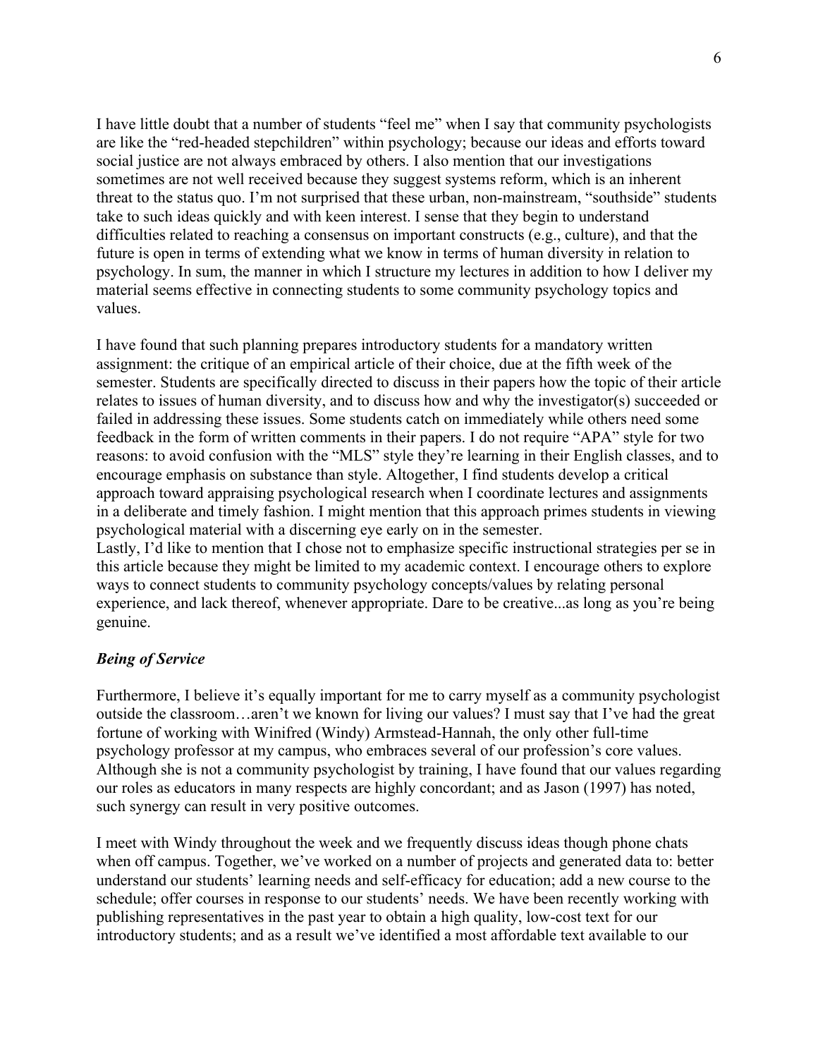I have little doubt that a number of students "feel me" when I say that community psychologists are like the "red-headed stepchildren" within psychology; because our ideas and efforts toward social justice are not always embraced by others. I also mention that our investigations sometimes are not well received because they suggest systems reform, which is an inherent threat to the status quo. I'm not surprised that these urban, non-mainstream, "southside" students take to such ideas quickly and with keen interest. I sense that they begin to understand difficulties related to reaching a consensus on important constructs (e.g., culture), and that the future is open in terms of extending what we know in terms of human diversity in relation to psychology. In sum, the manner in which I structure my lectures in addition to how I deliver my material seems effective in connecting students to some community psychology topics and values.

I have found that such planning prepares introductory students for a mandatory written assignment: the critique of an empirical article of their choice, due at the fifth week of the semester. Students are specifically directed to discuss in their papers how the topic of their article relates to issues of human diversity, and to discuss how and why the investigator(s) succeeded or failed in addressing these issues. Some students catch on immediately while others need some feedback in the form of written comments in their papers. I do not require "APA" style for two reasons: to avoid confusion with the "MLS" style they're learning in their English classes, and to encourage emphasis on substance than style. Altogether, I find students develop a critical approach toward appraising psychological research when I coordinate lectures and assignments in a deliberate and timely fashion. I might mention that this approach primes students in viewing psychological material with a discerning eye early on in the semester.
Lastly, I'd like to mention that I chose not to emphasize specific instructional strategies per se in this article because they might be limited to my academic context. I encourage others to explore ways to connect students to community psychology concepts/values by relating personal experience, and lack thereof, whenever appropriate. Dare to be creative...as long as you're being genuine.

### *Being of Service*

Furthermore, I believe it's equally important for me to carry myself as a community psychologist outside the classroom…aren't we known for living our values? I must say that I've had the great fortune of working with Winifred (Windy) Armstead-Hannah, the only other full-time psychology professor at my campus, who embraces several of our profession's core values. Although she is not a community psychologist by training, I have found that our values regarding our roles as educators in many respects are highly concordant; and as Jason (1997) has noted, such synergy can result in very positive outcomes.

I meet with Windy throughout the week and we frequently discuss ideas though phone chats when off campus. Together, we've worked on a number of projects and generated data to: better understand our students' learning needs and self-efficacy for education; add a new course to the schedule; offer courses in response to our students' needs. We have been recently working with publishing representatives in the past year to obtain a high quality, low-cost text for our introductory students; and as a result we've identified a most affordable text available to our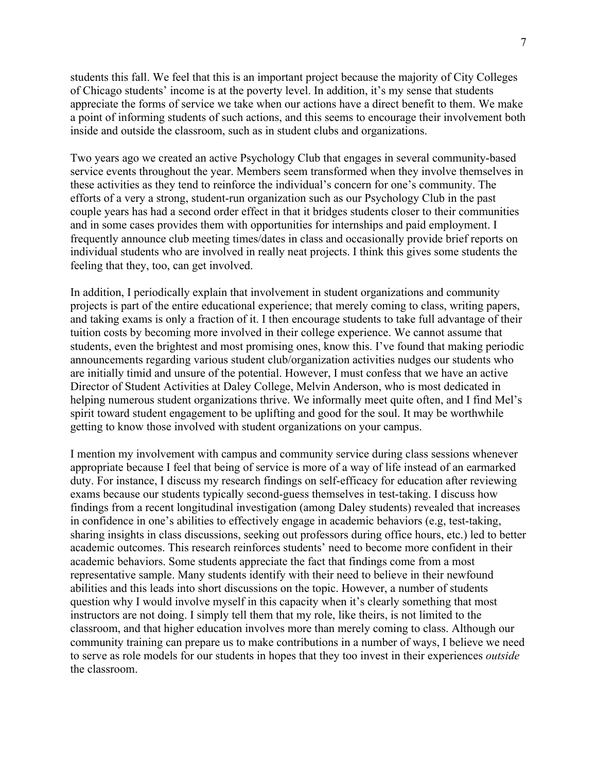students this fall. We feel that this is an important project because the majority of City Colleges of Chicago students' income is at the poverty level. In addition, it's my sense that students appreciate the forms of service we take when our actions have a direct benefit to them. We make a point of informing students of such actions, and this seems to encourage their involvement both inside and outside the classroom, such as in student clubs and organizations.

Two years ago we created an active Psychology Club that engages in several community-based service events throughout the year. Members seem transformed when they involve themselves in these activities as they tend to reinforce the individual's concern for one's community. The efforts of a very a strong, student-run organization such as our Psychology Club in the past couple years has had a second order effect in that it bridges students closer to their communities and in some cases provides them with opportunities for internships and paid employment. I frequently announce club meeting times/dates in class and occasionally provide brief reports on individual students who are involved in really neat projects. I think this gives some students the feeling that they, too, can get involved.

In addition, I periodically explain that involvement in student organizations and community projects is part of the entire educational experience; that merely coming to class, writing papers, and taking exams is only a fraction of it. I then encourage students to take full advantage of their tuition costs by becoming more involved in their college experience. We cannot assume that students, even the brightest and most promising ones, know this. I've found that making periodic announcements regarding various student club/organization activities nudges our students who are initially timid and unsure of the potential. However, I must confess that we have an active Director of Student Activities at Daley College, Melvin Anderson, who is most dedicated in helping numerous student organizations thrive. We informally meet quite often, and I find Mel's spirit toward student engagement to be uplifting and good for the soul. It may be worthwhile getting to know those involved with student organizations on your campus.

I mention my involvement with campus and community service during class sessions whenever appropriate because I feel that being of service is more of a way of life instead of an earmarked duty. For instance, I discuss my research findings on self-efficacy for education after reviewing exams because our students typically second-guess themselves in test-taking. I discuss how findings from a recent longitudinal investigation (among Daley students) revealed that increases in confidence in one's abilities to effectively engage in academic behaviors (e.g, test-taking, sharing insights in class discussions, seeking out professors during office hours, etc.) led to better academic outcomes. This research reinforces students' need to become more confident in their academic behaviors. Some students appreciate the fact that findings come from a most representative sample. Many students identify with their need to believe in their newfound abilities and this leads into short discussions on the topic. However, a number of students question why I would involve myself in this capacity when it's clearly something that most instructors are not doing. I simply tell them that my role, like theirs, is not limited to the classroom, and that higher education involves more than merely coming to class. Although our community training can prepare us to make contributions in a number of ways, I believe we need to serve as role models for our students in hopes that they too invest in their experiences *outside* the classroom.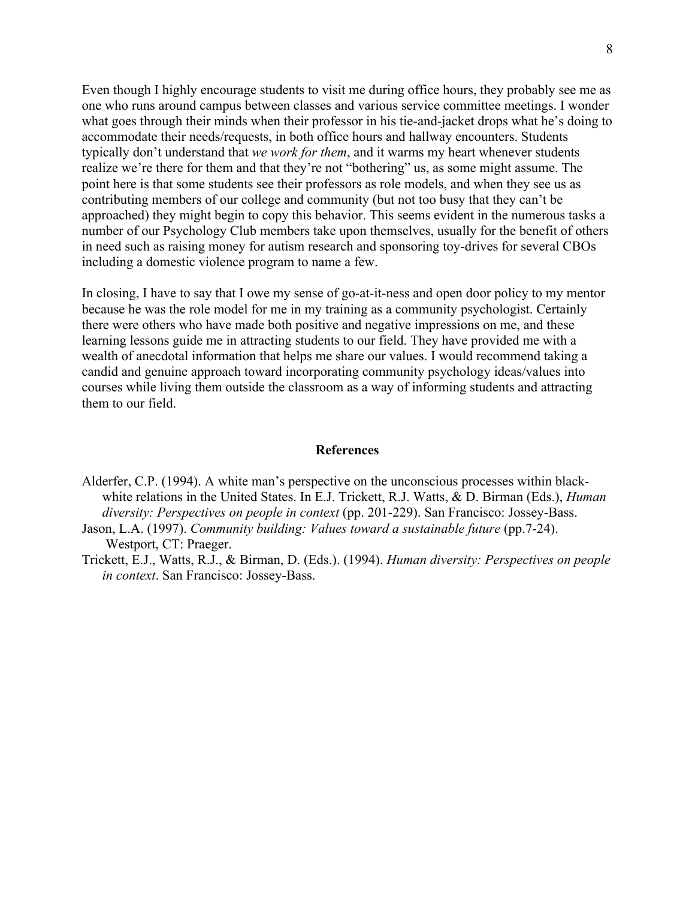Even though I highly encourage students to visit me during office hours, they probably see me as one who runs around campus between classes and various service committee meetings. I wonder what goes through their minds when their professor in his tie-and-jacket drops what he's doing to accommodate their needs/requests, in both office hours and hallway encounters. Students typically don't understand that *we work for them*, and it warms my heart whenever students realize we're there for them and that they're not "bothering" us, as some might assume. The point here is that some students see their professors as role models, and when they see us as contributing members of our college and community (but not too busy that they can't be approached) they might begin to copy this behavior. This seems evident in the numerous tasks a number of our Psychology Club members take upon themselves, usually for the benefit of others in need such as raising money for autism research and sponsoring toy-drives for several CBOs including a domestic violence program to name a few.

In closing, I have to say that I owe my sense of go-at-it-ness and open door policy to my mentor because he was the role model for me in my training as a community psychologist. Certainly there were others who have made both positive and negative impressions on me, and these learning lessons guide me in attracting students to our field. They have provided me with a wealth of anecdotal information that helps me share our values. I would recommend taking a candid and genuine approach toward incorporating community psychology ideas/values into courses while living them outside the classroom as a way of informing students and attracting them to our field.

## References

Alderfer, C.P. (1994). A white man's perspective on the unconscious processes within black-white relations in the United States. In E.J. Trickett, R.J. Watts, & D. Birman (Eds.), *Human diversity: Perspectives on people in context* (pp. 201-229). San Francisco: Jossey-Bass.

Jason, L.A. (1997). *Community building: Values toward a sustainable future* (pp.7-24). Westport, CT: Praeger.

Trickett, E.J., Watts, R.J., & Birman, D. (Eds.). (1994). *Human diversity: Perspectives on people in context*. San Francisco: Jossey-Bass.